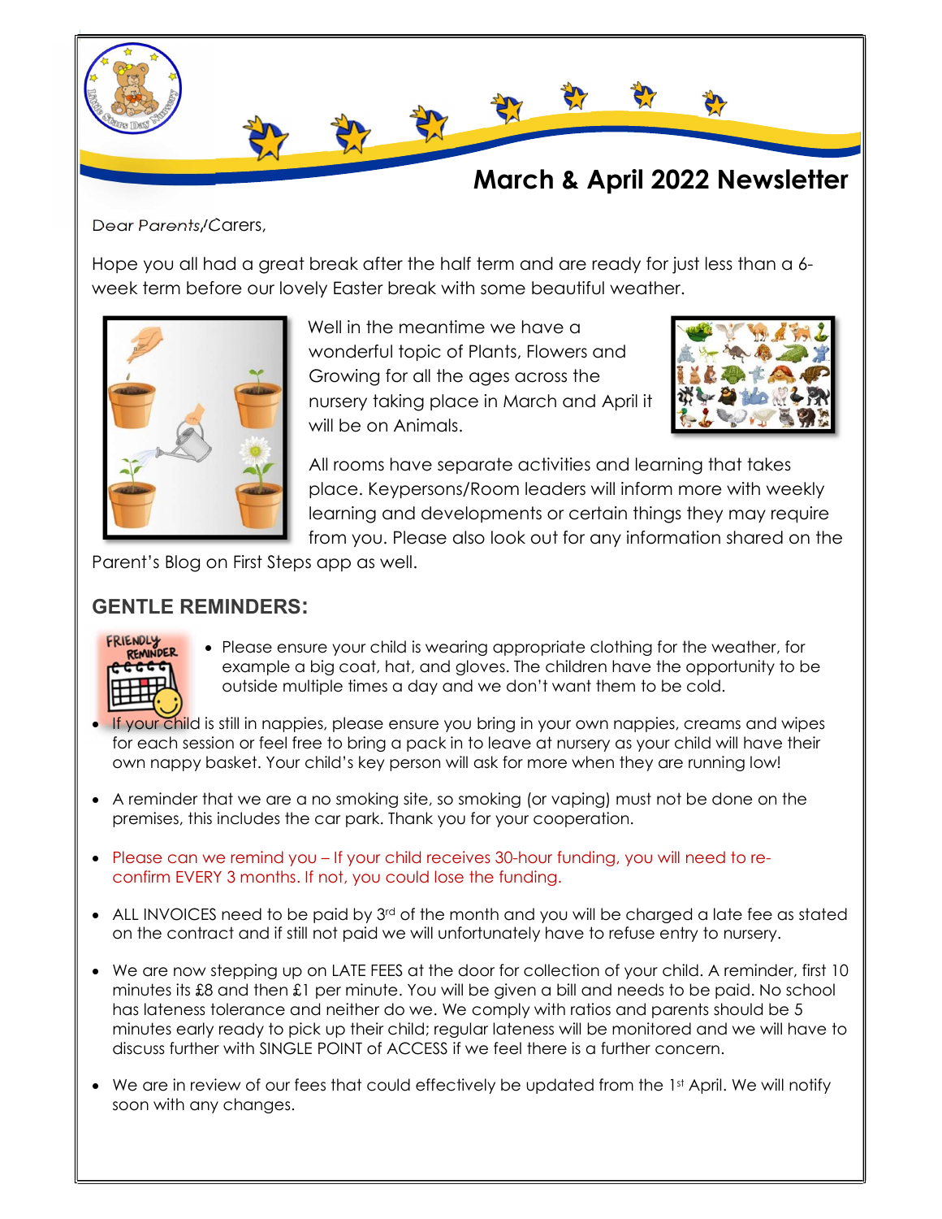# March & April 2022 Newsletter

Dear Parents/Carers,

Hope you all had a great break after the half term and are ready for just less than a 6-week term before our lovely Easter break with some beautiful weather.

Well in the meantime we have a wonderful topic of Plants, Flowers and Growing for all the ages across the nursery taking place in March and April it will be on Animals.

All rooms have separate activities and learning that takes place. Keypersons/Room leaders will inform more with weekly learning and developments or certain things they may require from you. Please also look out for any information shared on the Parent's Blog on First Steps app as well.

## GENTLE REMINDERS:

- Please ensure your child is wearing appropriate clothing for the weather, for example a big coat, hat, and gloves. The children have the opportunity to be outside multiple times a day and we don't want them to be cold.
- If your child is still in nappies, please ensure you bring in your own nappies, creams and wipes for each session or feel free to bring a pack in to leave at nursery as your child will have their own nappy basket. Your child's key person will ask for more when they are running low!
- A reminder that we are a no smoking site, so smoking (or vaping) must not be done on the premises, this includes the car park. Thank you for your cooperation.
- Please can we remind you – If your child receives 30-hour funding, you will need to re-confirm EVERY 3 months. If not, you could lose the funding.
- ALL INVOICES need to be paid by 3rd of the month and you will be charged a late fee as stated on the contract and if still not paid we will unfortunately have to refuse entry to nursery.
- We are now stepping up on LATE FEES at the door for collection of your child. A reminder, first 10 minutes its £8 and then £1 per minute. You will be given a bill and needs to be paid. No school has lateness tolerance and neither do we. We comply with ratios and parents should be 5 minutes early ready to pick up their child; regular lateness will be monitored and we will have to discuss further with SINGLE POINT of ACCESS if we feel there is a further concern.
- We are in review of our fees that could effectively be updated from the 1st April. We will notify soon with any changes.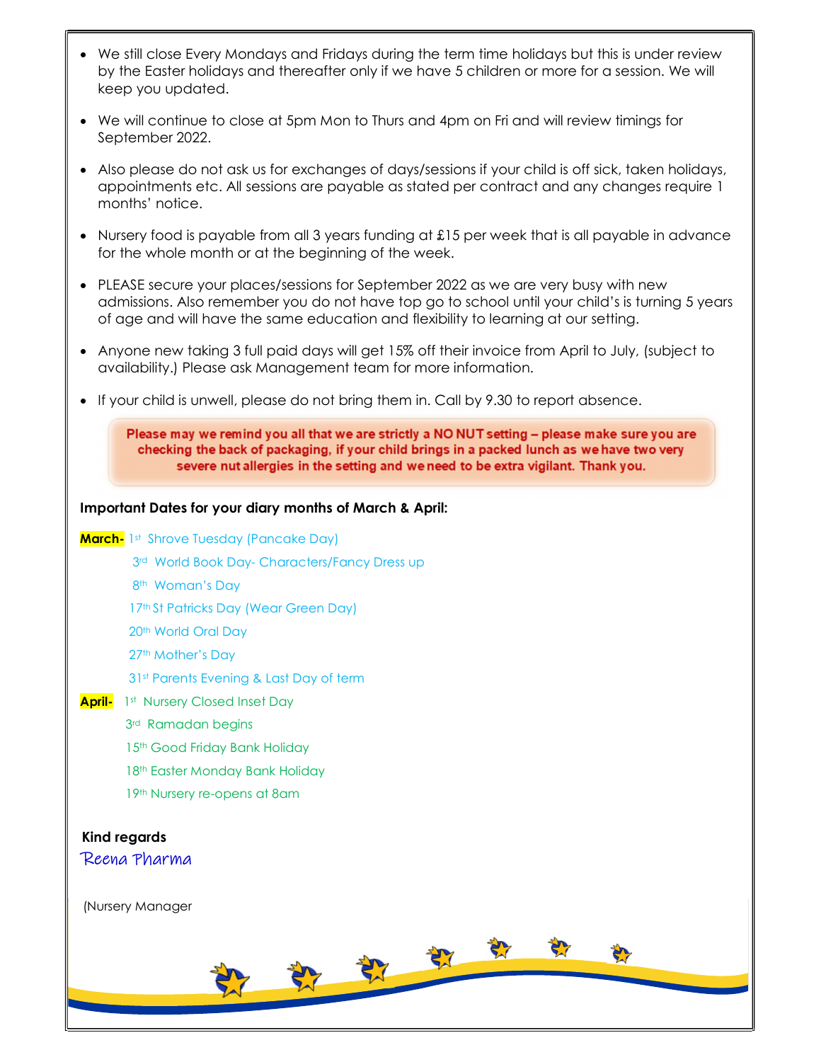- We still close Every Mondays and Fridays during the term time holidays but this is under review by the Easter holidays and thereafter only if we have 5 children or more for a session. We will keep you updated.
- We will continue to close at 5pm Mon to Thurs and 4pm on Fri and will review timings for September 2022.
- Also please do not ask us for exchanges of days/sessions if your child is off sick, taken holidays, appointments etc. All sessions are payable as stated per contract and any changes require 1 months' notice.
- Nursery food is payable from all 3 years funding at £15 per week that is all payable in advance for the whole month or at the beginning of the week.
- PLEASE secure your places/sessions for September 2022 as we are very busy with new admissions. Also remember you do not have top go to school until your child's is turning 5 years of age and will have the same education and flexibility to learning at our setting.
- Anyone new taking 3 full paid days will get 15% off their invoice from April to July, (subject to availability.) Please ask Management team for more information.
- If your child is unwell, please do not bring them in. Call by 9.30 to report absence.

**Please may we remind you all that we are strictly a NO NUT setting – please make sure you are checking the back of packaging, if your child brings in a packed lunch as we have two very severe nut allergies in the setting and we need to be extra vigilant. Thank you.**

**Important Dates for your diary months of March & April:**

**March-** 1st Shrove Tuesday (Pancake Day)

3rd World Book Day- Characters/Fancy Dress up

8th Woman's Day

17th St Patricks Day (Wear Green Day)

20th World Oral Day

27th Mother's Day

31st Parents Evening & Last Day of term

**April-** 1st Nursery Closed Inset Day

3rd Ramadan begins

15th Good Friday Bank Holiday

18th Easter Monday Bank Holiday

19th Nursery re-opens at 8am

**Kind regards**

Reena Pharma

(Nursery Manager